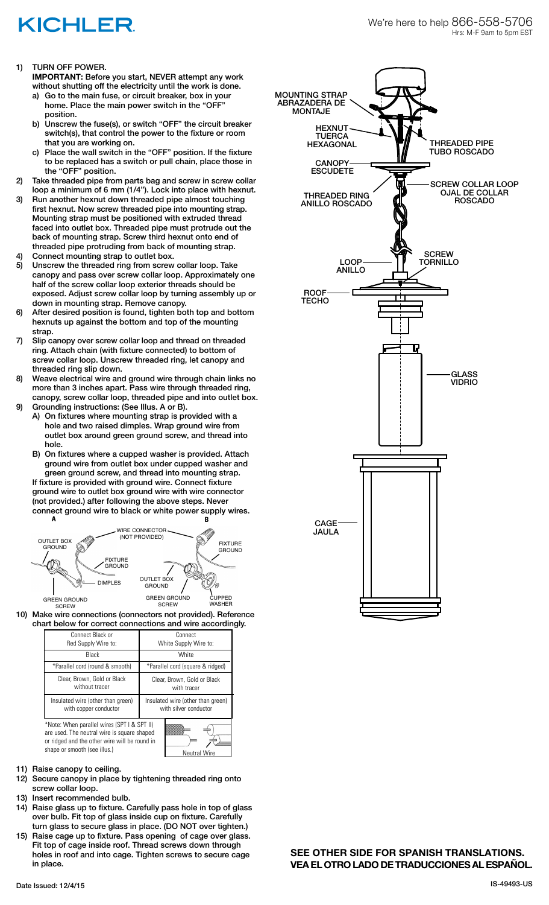# KICHLER

We're here to help 866-558-5706
Hrs: M-F 9am to 5pm EST

1) TURN OFF POWER.
   **IMPORTANT:** Before you start, NEVER attempt any work without shutting off the electricity until the work is done.
   a) Go to the main fuse, or circuit breaker, box in your home. Place the main power switch in the "OFF" position.
   b) Unscrew the fuse(s), or switch "OFF" the circuit breaker switch(s), that control the power to the fixture or room that you are working on.
   c) Place the wall switch in the "OFF" position. If the fixture to be replaced has a switch or pull chain, place those in the "OFF" position.
2) Take threaded pipe from parts bag and screw in screw collar loop a minimum of 6 mm (1/4"). Lock into place with hexnut.
3) Run another hexnut down threaded pipe almost touching first hexnut. Now screw threaded pipe into mounting strap. Mounting strap must be positioned with extruded thread faced into outlet box. Threaded pipe must protrude out the back of mounting strap. Screw third hexnut onto end of threaded pipe protruding from back of mounting strap.
4) Connect mounting strap to outlet box.
5) Unscrew the threaded ring from screw collar loop. Take canopy and pass over screw collar loop. Approximately one half of the screw collar loop exterior threads should be exposed. Adjust screw collar loop by turning assembly up or down in mounting strap. Remove canopy.
6) After desired position is found, tighten both top and bottom hexnuts up against the bottom and top of the mounting strap.
7) Slip canopy over screw collar loop and thread on threaded ring. Attach chain (with fixture connected) to bottom of screw collar loop. Unscrew threaded ring, let canopy and threaded ring slip down.
8) Weave electrical wire and ground wire through chain links no more than 3 inches apart. Pass wire through threaded ring, canopy, screw collar loop, threaded pipe and into outlet box.
9) Grounding instructions: (See Illus. A or B).
   A) On fixtures where mounting strap is provided with a hole and two raised dimples. Wrap ground wire from outlet box around green ground screw, and thread into hole.
   B) On fixtures where a cupped washer is provided. Attach ground wire from outlet box under cupped washer and green ground screw, and thread into mounting strap.

   If fixture is provided with ground wire. Connect fixture ground wire to outlet box ground wire with wire connector (not provided.) after following the above steps. Never connect ground wire to black or white power supply wires.

A: OUTLET BOX GROUND, WIRE CONNECTOR (NOT PROVIDED), FIXTURE GROUND, DIMPLES, GREEN GROUND SCREW

B: FIXTURE GROUND, OUTLET BOX GROUND, GREEN GROUND SCREW, CUPPED WASHER

10) Make wire connections (connectors not provided). Reference chart below for correct connections and wire accordingly.

| Connect Black or Red Supply Wire to: | Connect White Supply Wire to: |
|---|---|
| Black | White |
| *Parallel cord (round & smooth) | *Parallel cord (square & ridged) |
| Clear, Brown, Gold or Black without tracer | Clear, Brown, Gold or Black with tracer |
| Insulated wire (other than green) with copper conductor | Insulated wire (other than green) with silver conductor |

*Note: When parallel wires (SPT I & SPT II) are used. The neutral wire is square shaped or ridged and the other wire will be round in shape or smooth (see illus.)

Neutral Wire

11) Raise canopy to ceiling.
12) Secure canopy in place by tightening threaded ring onto screw collar loop.
13) Insert recommended bulb.
14) Raise glass up to fixture. Carefully pass hole in top of glass over bulb. Fit top of glass inside cup on fixture. Carefully turn glass to secure glass in place. (DO NOT over tighten.)
15) Raise cage up to fixture. Pass opening of cage over glass. Fit top of cage inside roof. Thread screws down through holes in roof and into cage. Tighten screws to secure cage in place.

MOUNTING STRAP / ABRAZADERA DE MONTAJE
HEXNUT / TUERCA HEXAGONAL
THREADED PIPE / TUBO ROSCADO
CANOPY / ESCUDETE
SCREW COLLAR LOOP / OJAL DE COLLAR ROSCADO
THREADED RING / ANILLO ROSCADO
LOOP / ANILLO
SCREW / TORNILLO
ROOF / TECHO
GLASS / VIDRIO
CAGE / JAULA

**SEE OTHER SIDE FOR SPANISH TRANSLATIONS.**
**VEA EL OTRO LADO DE TRADUCCIONES AL ESPAÑOL.**

Date Issued: 12/4/15

IS-49493-US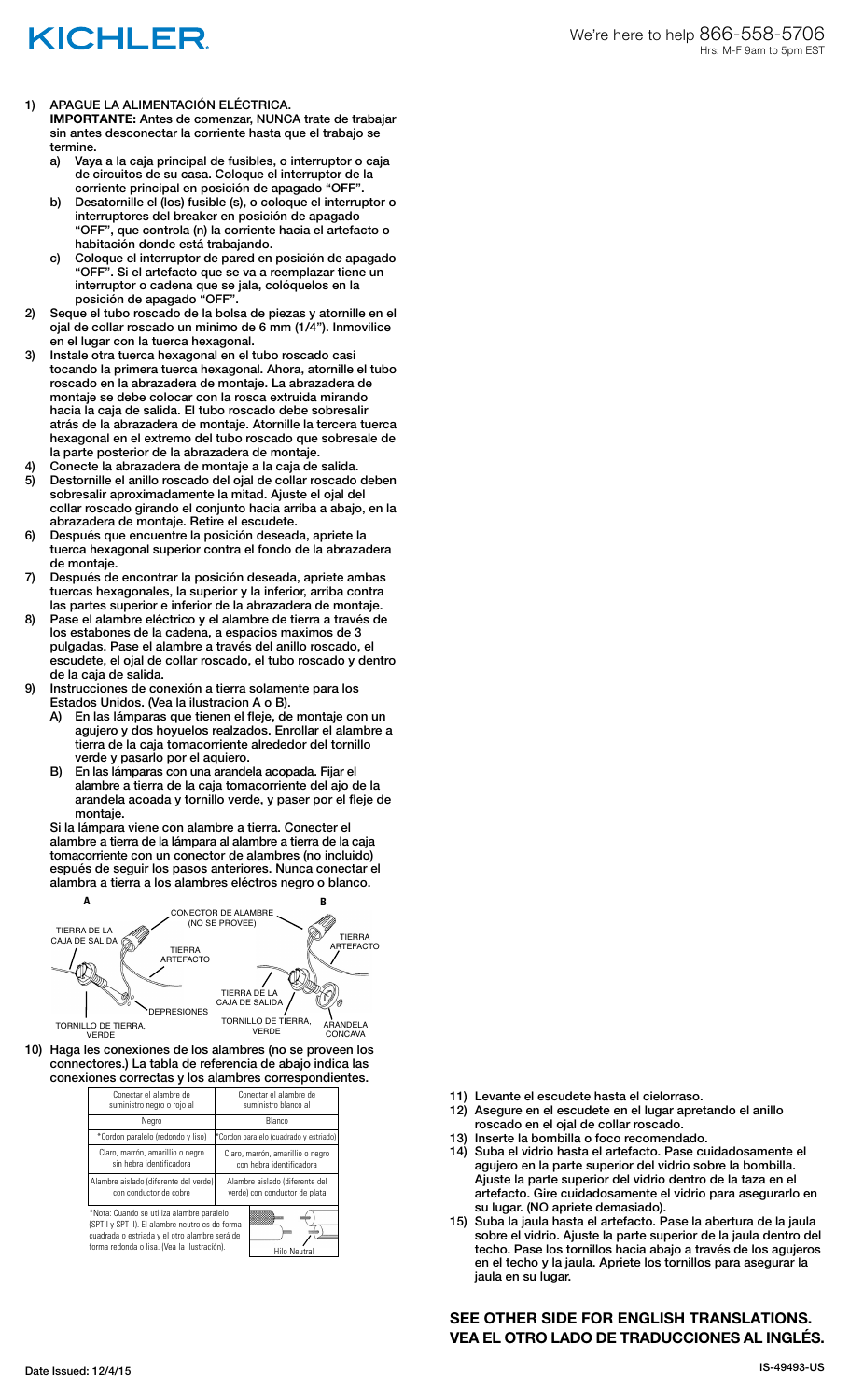# KICHLER

We're here to help 866-558-5706
Hrs: M-F 9am to 5pm EST

1) APAGUE LA ALIMENTACIÓN ELÉCTRICA.
   **IMPORTANTE:** Antes de comenzar, NUNCA trate de trabajar sin antes desconectar la corriente hasta que el trabajo se termine.
   a) Vaya a la caja principal de fusibles, o interruptor o caja de circuitos de su casa. Coloque el interruptor de la corriente principal en posición de apagado "OFF".
   b) Desatornille el (los) fusible (s), o coloque el interruptor o interruptores del breaker en posición de apagado "OFF", que controla (n) la corriente hacia el artefacto o habitación donde está trabajando.
   c) Coloque el interruptor de pared en posición de apagado "OFF". Si el artefacto que se va a reemplazar tiene un interruptor o cadena que se jala, colóquelos en la posición de apagado "OFF".
2) Seque el tubo roscado de la bolsa de piezas y atornille en el ojal de collar roscado un minimo de 6 mm (1/4"). Inmovilice en el lugar con la tuerca hexagonal.
3) Instale otra tuerca hexagonal en el tubo roscado casi tocando la primera tuerca hexagonal. Ahora, atornille el tubo roscado en la abrazadera de montaje. La abrazadera de montaje se debe colocar con la rosca extruida mirando hacia la caja de salida. El tubo roscado debe sobresalir atrás de la abrazadera de montaje. Atornille la tercera tuerca hexagonal en el extremo del tubo roscado que sobresale de la parte posterior de la abrazadera de montaje.
4) Conecte la abrazadera de montaje a la caja de salida.
5) Destornille el anillo roscado del ojal de collar roscado deben sobresalir aproximadamente la mitad. Ajuste el ojal del collar roscado girando el conjunto hacia arriba a abajo, en la abrazadera de montaje. Retire el escudete.
6) Después que encuentre la posición deseada, apriete la tuerca hexagonal superior contra el fondo de la abrazadera de montaje.
7) Después de encontrar la posición deseada, apriete ambas tuercas hexagonales, la superior y la inferior, arriba contra las partes superior e inferior de la abrazadera de montaje.
8) Pase el alambre eléctrico y el alambre de tierra a través de los estabones de la cadena, a espacios maximos de 3 pulgadas. Pase el alambre a través del anillo roscado, el escudete, el ojal de collar roscado, el tubo roscado y dentro de la caja de salida.
9) Instrucciones de conexión a tierra solamente para los Estados Unidos. (Vea la ilustracion A o B).
   A) En las lámparas que tienen el fleje, de montaje con un agujero y dos hoyuelos realzados. Enrollar el alambre a tierra de la caja tomacorriente alrededor del tornillo verde y pasarlo por el aquiero.
   B) En las lámparas con una arandela acopada. Fijar el alambre a tierra de la caja tomacorriente del ajo de la arandela acoada y tornillo verde, y paser por el fleje de montaje.

   Si la lámpara viene con alambre a tierra. Conecter el alambre a tierra de la lámpara al alambre a tierra de la caja tomacorriente con un conector de alambres (no incluido) espués de seguir los pasos anteriores. Nunca conectar el alambra a tierra a los alambres eléctros negro o blanco.

A
CONECTOR DE ALAMBRE (NO SE PROVEE)
TIERRA DE LA CAJA DE SALIDA
TIERRA ARTEFACTO
DEPRESIONES
TORNILLO DE TIERRA, VERDE

B
TIERRA ARTEFACTO
TIERRA DE LA CAJA DE SALIDA
TORNILLO DE TIERRA, VERDE
ARANDELA CONCAVA

10) Haga les conexiones de los alambres (no se proveen los connectores.) La tabla de referencia de abajo indica las conexiones correctas y los alambres correspondientes.

| Conectar el alambre de suministro negro o rojo al | Conectar el alambre de suministro blanco al |
|---|---|
| Negro | Blanco |
| *Cordon paralelo (redondo y liso) | *Cordon paralelo (cuadrado y estriado) |
| Claro, marrón, amarillio o negro sin hebra identificadora | Claro, marrón, amarillio o negro con hebra identificadora |
| Alambre aislado (diferente del verde) con conductor de cobre | Alambre aislado (diferente del verde) con conductor de plata |

*Nota: Cuando se utiliza alambre paralelo (SPT I y SPT II). El alambre neutro es de forma cuadrada o estriada y el otro alambre será de forma redonda o lisa. (Vea la ilustración).

Hilo Neutral

11) Levante el escudete hasta el cielorraso.
12) Asegure en el escudete en el lugar apretando el anillo roscado en el ojal de collar roscado.
13) Inserte la bombilla o foco recomendado.
14) Suba el vidrio hasta el artefacto. Pase cuidadosamente el agujero en la parte superior del vidrio sobre la bombilla. Ajuste la parte superior del vidrio dentro de la taza en el artefacto. Gire cuidadosamente el vidrio para asegurarlo en su lugar. (NO apriete demasiado).
15) Suba la jaula hasta el artefacto. Pase la abertura de la jaula sobre el vidrio. Ajuste la parte superior de la jaula dentro del techo. Pase los tornillos hacia abajo a través de los agujeros en el techo y la jaula. Apriete los tornillos para asegurar la jaula en su lugar.

**SEE OTHER SIDE FOR ENGLISH TRANSLATIONS.**
**VEA EL OTRO LADO DE TRADUCCIONES AL INGLÉS.**

Date Issued: 12/4/15

IS-49493-US